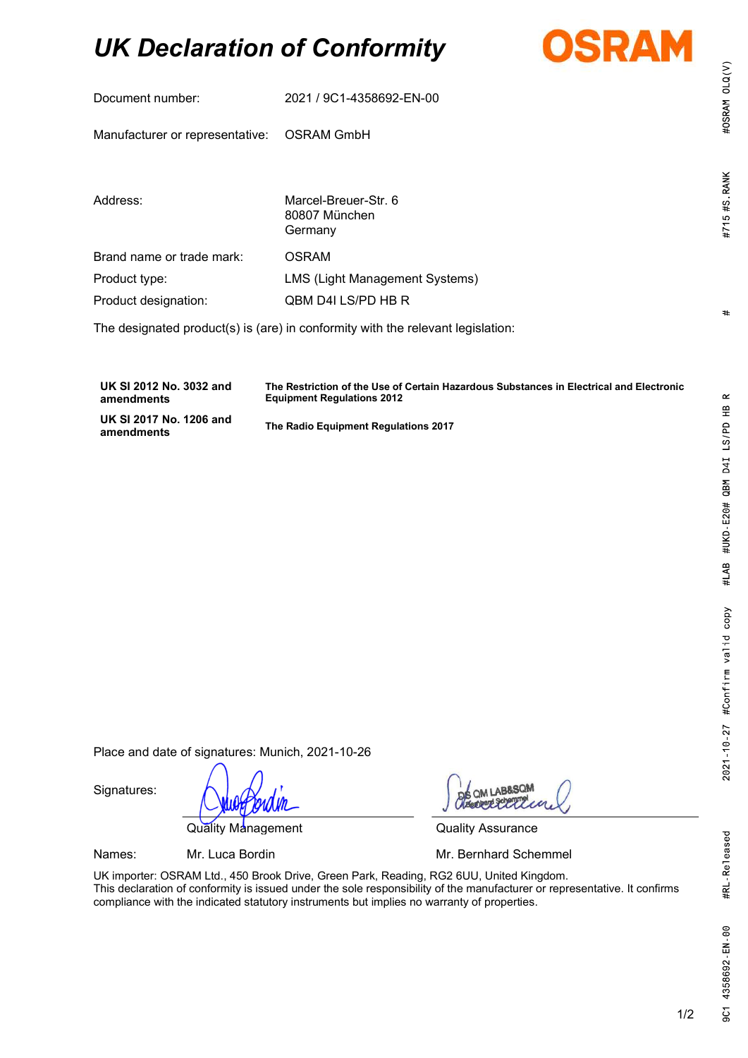# *UK Declaration of Conformity*

OSRAM

| | |
|---|---|
| Document number: | 2021 / 9C1-4358692-EN-00 |
| Manufacturer or representative: | OSRAM GmbH |
| Address: | Marcel-Breuer-Str. 6<br>80807 München<br>Germany |
| Brand name or trade mark: | OSRAM |
| Product type: | LMS (Light Management Systems) |
| Product designation: | QBM D4I LS/PD HB R |

The designated product(s) is (are) in conformity with the relevant legislation:

| | |
|---|---|
| **UK SI 2012 No. 3032 and amendments** | **The Restriction of the Use of Certain Hazardous Substances in Electrical and Electronic Equipment Regulations 2012** |
| **UK SI 2017 No. 1206 and amendments** | **The Radio Equipment Regulations 2017** |

Place and date of signatures: Munich, 2021-10-26

| | | |
|---|---|---|
| Signatures: | Quality Management | Quality Assurance |
| Names: | Mr. Luca Bordin | Mr. Bernhard Schemmel |

UK importer: OSRAM Ltd., 450 Brook Drive, Green Park, Reading, RG2 6UU, United Kingdom.
This declaration of conformity is issued under the sole responsibility of the manufacturer or representative. It confirms compliance with the indicated statutory instruments but implies no warranty of properties.

#OSRAM OLQ(V) #715 #S.RANK # #LAB #UKD-E20# QBM D4I LS/PD HB R 2021-10-27 #Confirm valid copy #RL-Released 9C1 4358692-EN-00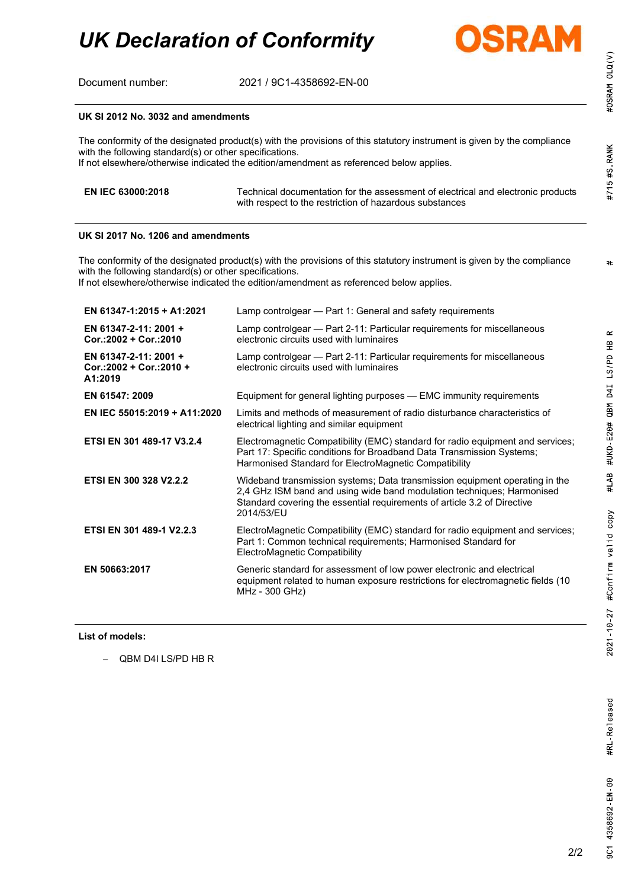# UK Declaration of Conformity

OSRAM

Document number: 2021 / 9C1-4358692-EN-00

## UK SI 2012 No. 3032 and amendments

The conformity of the designated product(s) with the provisions of this statutory instrument is given by the compliance with the following standard(s) or other specifications.
If not elsewhere/otherwise indicated the edition/amendment as referenced below applies.

| | |
|---|---|
| **EN IEC 63000:2018** | Technical documentation for the assessment of electrical and electronic products with respect to the restriction of hazardous substances |

## UK SI 2017 No. 1206 and amendments

The conformity of the designated product(s) with the provisions of this statutory instrument is given by the compliance with the following standard(s) or other specifications.
If not elsewhere/otherwise indicated the edition/amendment as referenced below applies.

| | |
|---|---|
| **EN 61347-1:2015 + A1:2021** | Lamp controlgear — Part 1: General and safety requirements |
| **EN 61347-2-11: 2001 + Cor.:2002 + Cor.:2010** | Lamp controlgear — Part 2-11: Particular requirements for miscellaneous electronic circuits used with luminaires |
| **EN 61347-2-11: 2001 + Cor.:2002 + Cor.:2010 + A1:2019** | Lamp controlgear — Part 2-11: Particular requirements for miscellaneous electronic circuits used with luminaires |
| **EN 61547: 2009** | Equipment for general lighting purposes — EMC immunity requirements |
| **EN IEC 55015:2019 + A11:2020** | Limits and methods of measurement of radio disturbance characteristics of electrical lighting and similar equipment |
| **ETSI EN 301 489-17 V3.2.4** | Electromagnetic Compatibility (EMC) standard for radio equipment and services; Part 17: Specific conditions for Broadband Data Transmission Systems; Harmonised Standard for ElectroMagnetic Compatibility |
| **ETSI EN 300 328 V2.2.2** | Wideband transmission systems; Data transmission equipment operating in the 2,4 GHz ISM band and using wide band modulation techniques; Harmonised Standard covering the essential requirements of article 3.2 of Directive 2014/53/EU |
| **ETSI EN 301 489-1 V2.2.3** | ElectroMagnetic Compatibility (EMC) standard for radio equipment and services; Part 1: Common technical requirements; Harmonised Standard for ElectroMagnetic Compatibility |
| **EN 50663:2017** | Generic standard for assessment of low power electronic and electrical equipment related to human exposure restrictions for electromagnetic fields (10 MHz - 300 GHz) |

**List of models:**

- QBM D4I LS/PD HB R

#OSRAM OLQ(V) #715 #S.RANK # #LAB #UKD-E20# QBM D4I LS/PD HB R 2021-10-27 #Confirm valid copy #RL-Released 9C1 4358692-EN-00